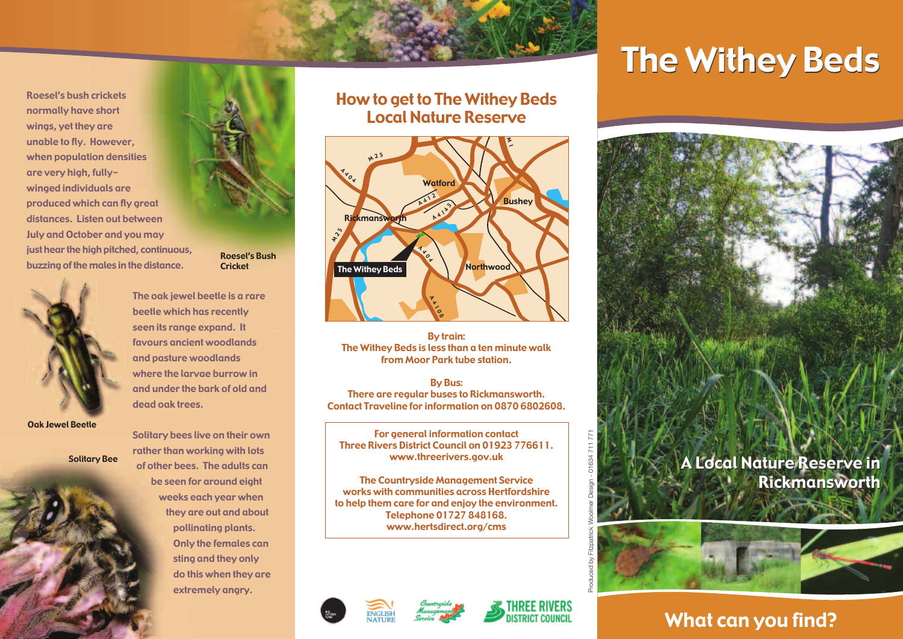Roesel's bush crickets normally have short wings, yet they are unable to fly. However, when population densities are very high, fully-winged individuals are produced which can fly great distances. Listen out between July and October and you may just hear the high pitched, continuous, buzzing of the males in the distance.

Roesel's Bush Cricket

The oak jewel beetle is a rare beetle which has recently seen its range expand. It favours ancient woodlands and pasture woodlands where the larvae burrow in and under the bark of old and dead oak trees.

Oak Jewel Beetle

Solitary bees live on their own rather than working with lots of other bees. The adults can be seen for around eight weeks each year when they are out and about pollinating plants. Only the females can sting and they only do this when they are extremely angry.

Solitary Bee

## How to get to The Withey Beds Local Nature Reserve

M25, A404, M1, A412, A4145, A404, A4180

Watford · Bushey · Rickmansworth · Northwood · The Withey Beds

**By train:**
The Withey Beds is less than a ten minute walk from Moor Park tube station.

**By Bus:**
There are regular buses to Rickmansworth. Contact Traveline for information on 0870 6802608.

For general information contact Three Rivers District Council on 01923 776611. www.threerivers.gov.uk

The Countryside Management Service works with communities across Hertfordshire to help them care for and enjoy the environment. Telephone 01727 848168. www.hertsdirect.org/cms

The Lottery Fund · English Nature · Countryside Management Service · Three Rivers District Council

Produced by Fitzpatrick Woolmer Design - 01634 711 771

# The Withey Beds

A Local Nature Reserve in Rickmansworth

## What can you find?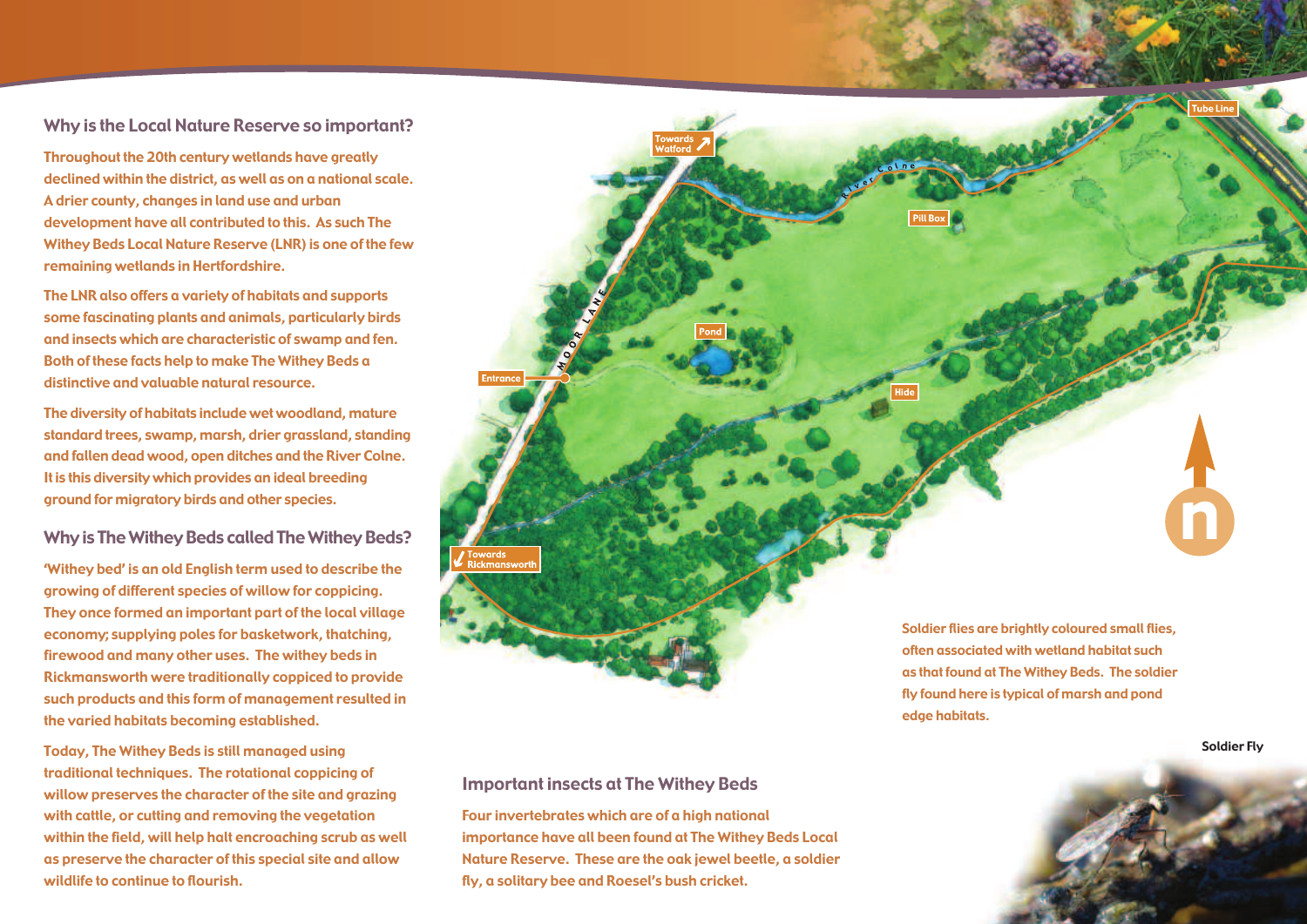## Why is the Local Nature Reserve so important?

Throughout the 20th century wetlands have greatly declined within the district, as well as on a national scale. A drier county, changes in land use and urban development have all contributed to this. As such The Withey Beds Local Nature Reserve (LNR) is one of the few remaining wetlands in Hertfordshire.

The LNR also offers a variety of habitats and supports some fascinating plants and animals, particularly birds and insects which are characteristic of swamp and fen. Both of these facts help to make The Withey Beds a distinctive and valuable natural resource.

The diversity of habitats include wet woodland, mature standard trees, swamp, marsh, drier grassland, standing and fallen dead wood, open ditches and the River Colne. It is this diversity which provides an ideal breeding ground for migratory birds and other species.

## Why is The Withey Beds called The Withey Beds?

'Withey bed' is an old English term used to describe the growing of different species of willow for coppicing. They once formed an important part of the local village economy; supplying poles for basketwork, thatching, firewood and many other uses. The withey beds in Rickmansworth were traditionally coppiced to provide such products and this form of management resulted in the varied habitats becoming established.

Today, The Withey Beds is still managed using traditional techniques. The rotational coppicing of willow preserves the character of the site and grazing with cattle, or cutting and removing the vegetation within the field, will help halt encroaching scrub as well as preserve the character of this special site and allow wildlife to continue to flourish.

Towards Watford

River Colne

Tube Line

Pill Box

Moor Lane

Pond

Entrance

Hide

Towards Rickmansworth

n

Soldier flies are brightly coloured small flies, often associated with wetland habitat such as that found at The Withey Beds. The soldier fly found here is typical of marsh and pond edge habitats.

Soldier Fly

## Important insects at The Withey Beds

Four invertebrates which are of a high national importance have all been found at The Withey Beds Local Nature Reserve. These are the oak jewel beetle, a soldier fly, a solitary bee and Roesel's bush cricket.